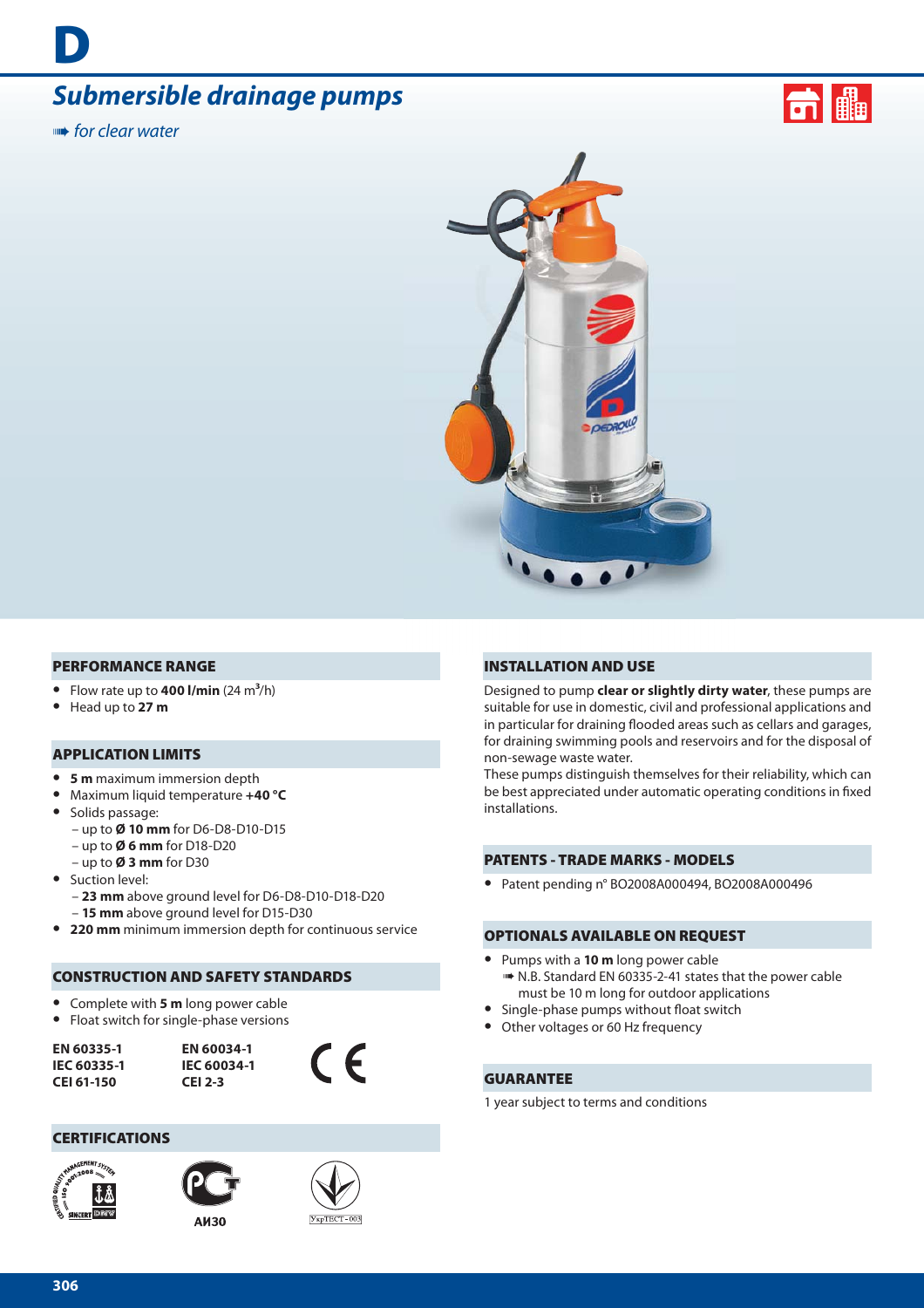# D

## Submersible drainage pumps

➠ *for clear water*

### PERFORMANCE RANGE

- Flow rate up to **400 l/min** (24 $m^3$/h)
- Head up to **27 m**

### APPLICATION LIMITS

- **5 m** maximum immersion depth
- Maximum liquid temperature **+40 °C**
- Solids passage:
  - up to **Ø 10 mm** for D6-D8-D10-D15
  - up to **Ø 6 mm** for D18-D20
  - up to **Ø 3 mm** for D30
- Suction level:
  - **23 mm** above ground level for D6-D8-D10-D18-D20
  - **15 mm** above ground level for D15-D30
- **220 mm** minimum immersion depth for continuous service

### CONSTRUCTION AND SAFETY STANDARDS

- Complete with **5 m** long power cable
- Float switch for single-phase versions

**EN 60335-1**
**IEC 60335-1**
**CEI 61-150**

**EN 60034-1**
**IEC 60034-1**
**CEI 2-3**

CE

### CERTIFICATIONS

АИ30

УкрТЕСТ-003

### INSTALLATION AND USE

Designed to pump **clear or slightly dirty water**, these pumps are suitable for use in domestic, civil and professional applications and in particular for draining flooded areas such as cellars and garages, for draining swimming pools and reservoirs and for the disposal of non-sewage waste water.
These pumps distinguish themselves for their reliability, which can be best appreciated under automatic operating conditions in fixed installations.

### PATENTS - TRADE MARKS - MODELS

- Patent pending n° BO2008A000494, BO2008A000496

### OPTIONALS AVAILABLE ON REQUEST

- Pumps with a **10 m** long power cable
  ➠ N.B. Standard EN 60335-2-41 states that the power cable must be 10 m long for outdoor applications
- Single-phase pumps without float switch
- Other voltages or 60 Hz frequency

### GUARANTEE

1 year subject to terms and conditions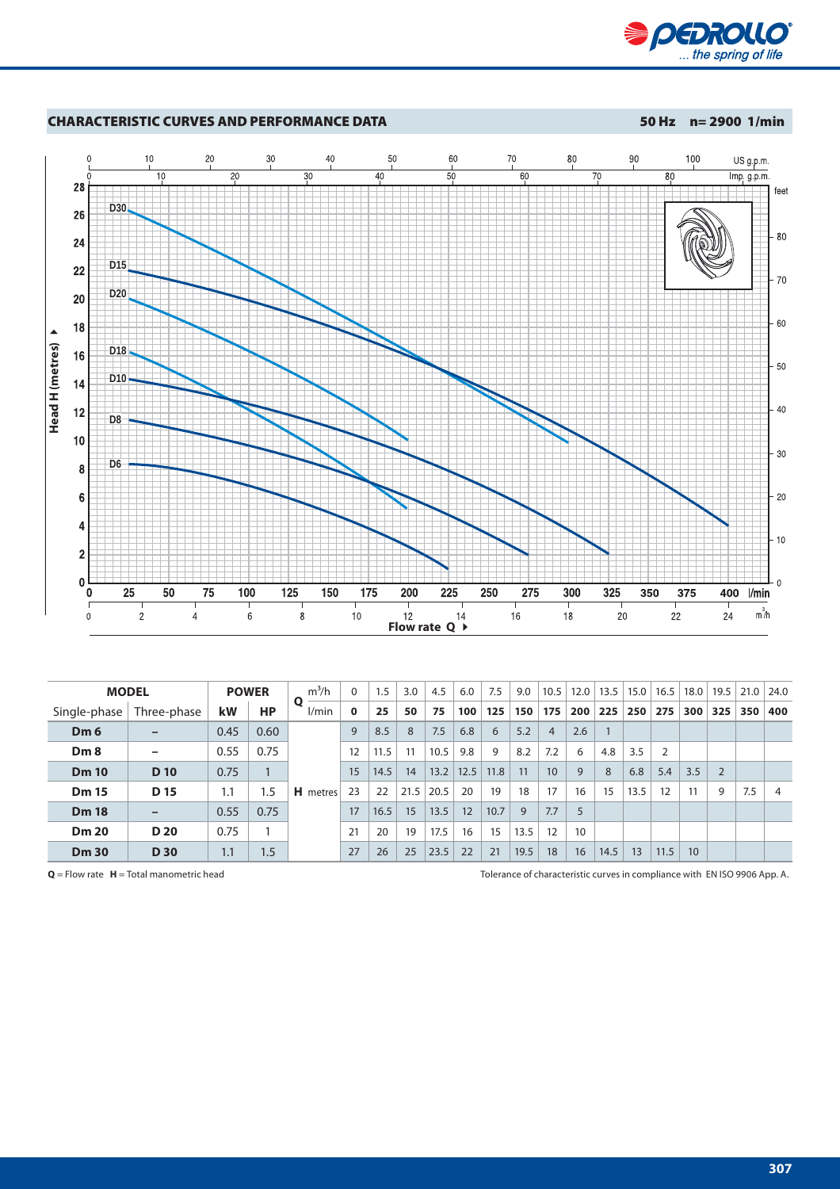## CHARACTERISTIC CURVES AND PERFORMANCE DATA

**50 Hz n= 2900 1/min**

| MODEL | | POWER | | Q | $m^3/h$ | 0 | 1.5 | 3.0 | 4.5 | 6.0 | 7.5 | 9.0 | 10.5 | 12.0 | 13.5 | 15.0 | 16.5 | 18.0 | 19.5 | 21.0 | 24.0 |
|---|---|---|---|---|---|---|---|---|---|---|---|---|---|---|---|---|---|---|---|---|---|
| Single-phase | Three-phase | kW | HP | | l/min | **0** | **25** | **50** | **75** | **100** | **125** | **150** | **175** | **200** | **225** | **250** | **275** | **300** | **325** | **350** | **400** |
| **Dm 6** | – | 0.45 | 0.60 | **H** metres | | 9 | 8.5 | 8 | 7.5 | 6.8 | 6 | 5.2 | 4 | 2.6 | 1 | | | | | | |
| **Dm 8** | – | 0.55 | 0.75 | | | 12 | 11.5 | 11 | 10.5 | 9.8 | 9 | 8.2 | 7.2 | 6 | 4.8 | 3.5 | 2 | | | | |
| **Dm 10** | **D 10** | 0.75 | 1 | | | 15 | 14.5 | 14 | 13.2 | 12.5 | 11.8 | 11 | 10 | 9 | 8 | 6.8 | 5.4 | 3.5 | 2 | | |
| **Dm 15** | **D 15** | 1.1 | 1.5 | | | 23 | 22 | 21.5 | 20.5 | 20 | 19 | 18 | 17 | 16 | 15 | 13.5 | 12 | 11 | 9 | 7.5 | 4 |
| **Dm 18** | – | 0.55 | 0.75 | | | 17 | 16.5 | 15 | 13.5 | 12 | 10.7 | 9 | 7.7 | 5 | | | | | | | |
| **Dm 20** | **D 20** | 0.75 | 1 | | | 21 | 20 | 19 | 17.5 | 16 | 15 | 13.5 | 12 | 10 | | | | | | | |
| **Dm 30** | **D 30** | 1.1 | 1.5 | | | 27 | 26 | 25 | 23.5 | 22 | 21 | 19.5 | 18 | 16 | 14.5 | 13 | 11.5 | 10 | | | |

**Q** = Flow rate **H** = Total manometric head

Tolerance of characteristic curves in compliance with EN ISO 9906 App. A.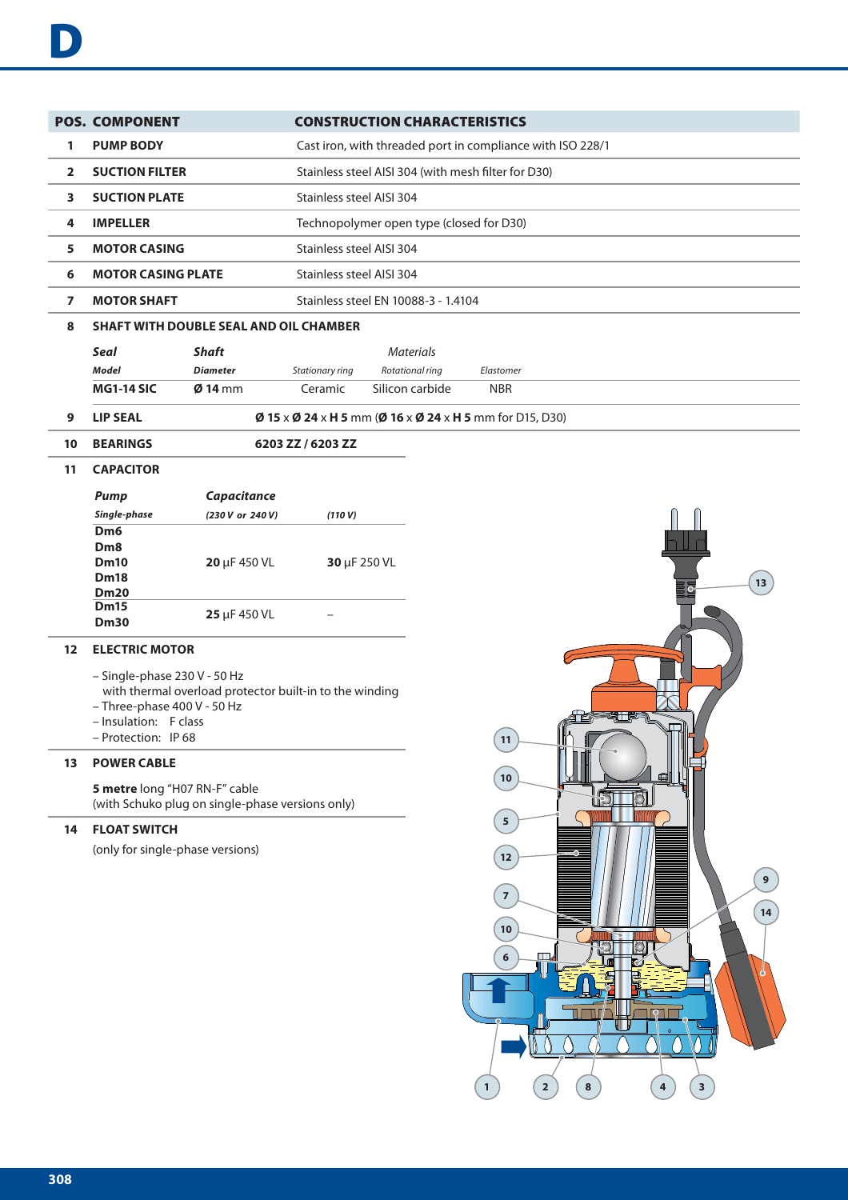# D

| POS. | COMPONENT | CONSTRUCTION CHARACTERISTICS |
|---|---|---|
| 1 | **PUMP BODY** | Cast iron, with threaded port in compliance with ISO 228/1 |
| 2 | **SUCTION FILTER** | Stainless steel AISI 304 (with mesh filter for D30) |
| 3 | **SUCTION PLATE** | Stainless steel AISI 304 |
| 4 | **IMPELLER** | Technopolymer open type (closed for D30) |
| 5 | **MOTOR CASING** | Stainless steel AISI 304 |
| 6 | **MOTOR CASING PLATE** | Stainless steel AISI 304 |
| 7 | **MOTOR SHAFT** | Stainless steel EN 10088-3 - 1.4104 |

**8 SHAFT WITH DOUBLE SEAL AND OIL CHAMBER**

| *Seal* | *Shaft* | *Materials* | | |
|---|---|---|---|---|
| *Model* | *Diameter* | *Stationary ring* | *Rotational ring* | *Elastomer* |
| **MG1-14 SIC** | **Ø 14** mm | Ceramic | Silicon carbide | NBR |

**9 LIP SEAL** — **Ø 15** x **Ø 24** x **H 5** mm (**Ø 16** x **Ø 24** x **H 5** mm for D15, D30)

**10 BEARINGS** — **6203 ZZ / 6203 ZZ**

**11 CAPACITOR**

| *Pump* | *Capacitance* | |
|---|---|---|
| *Single-phase* | *(230 V or 240 V)* | *(110 V)* |
| **Dm6** **Dm8** **Dm10** **Dm18** **Dm20** | **20** µF 450 VL | **30** µF 250 VL |
| **Dm15** **Dm30** | **25** µF 450 VL | – |

**12 ELECTRIC MOTOR**

- Single-phase 230 V - 50 Hz with thermal overload protector built-in to the winding
- Three-phase 400 V - 50 Hz
- Insulation: F class
- Protection: IP 68

**13 POWER CABLE**

**5 metre** long "H07 RN-F" cable
(with Schuko plug on single-phase versions only)

**14 FLOAT SWITCH**

(only for single-phase versions)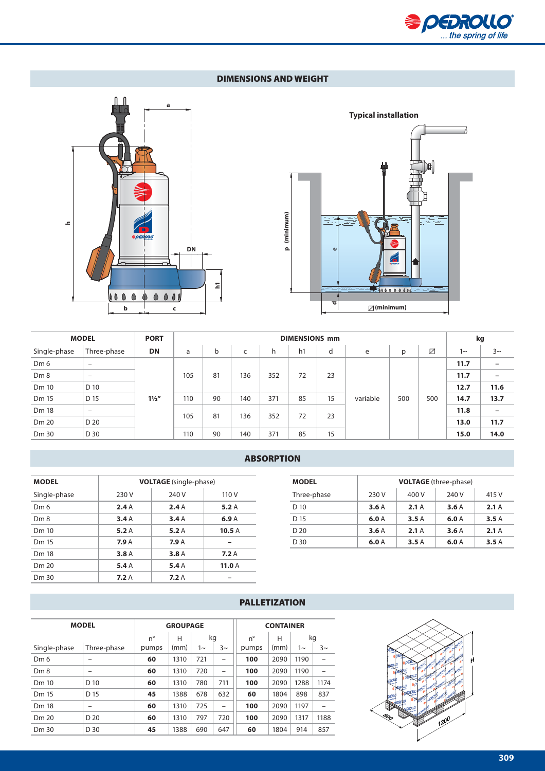## DIMENSIONS AND WEIGHT

Typical installation

p (minimum)

e

d

◱ (minimum)

| MODEL | | PORT | DIMENSIONS mm | | | | | | | | | kg | |
|---|---|---|---|---|---|---|---|---|---|---|---|---|---|
| Single-phase | Three-phase | DN | a | b | c | h | h1 | d | e | p | ◱ | 1~ | 3~ |
| Dm 6 | – | 1½" | 105 | 81 | 136 | 352 | 72 | 23 | variable | 500 | 500 | **11.7** | – |
| Dm 8 | – | 1½" | 105 | 81 | 136 | 352 | 72 | 23 | variable | 500 | 500 | **11.7** | – |
| Dm 10 | D 10 | 1½" | 105 | 81 | 136 | 352 | 72 | 23 | variable | 500 | 500 | **12.7** | **11.6** |
| Dm 15 | D 15 | 1½" | 110 | 90 | 140 | 371 | 85 | 15 | variable | 500 | 500 | **14.7** | **13.7** |
| Dm 18 | – | 1½" | 105 | 81 | 136 | 352 | 72 | 23 | variable | 500 | 500 | **11.8** | – |
| Dm 20 | D 20 | 1½" | 105 | 81 | 136 | 352 | 72 | 23 | variable | 500 | 500 | **13.0** | **11.7** |
| Dm 30 | D 30 | 1½" | 110 | 90 | 140 | 371 | 85 | 15 | variable | 500 | 500 | **15.0** | **14.0** |

## ABSORPTION

| MODEL | VOLTAGE (single-phase) | | |
|---|---|---|---|
| Single-phase | 230 V | 240 V | 110 V |
| Dm 6 | **2.4** A | **2.4** A | **5.2** A |
| Dm 8 | **3.4** A | **3.4** A | **6.9** A |
| Dm 10 | **5.2** A | **5.2** A | **10.5** A |
| Dm 15 | **7.9** A | **7.9** A | – |
| Dm 18 | **3.8** A | **3.8** A | **7.2** A |
| Dm 20 | **5.4** A | **5.4** A | **11.0** A |
| Dm 30 | **7.2** A | **7.2** A | – |

| MODEL | VOLTAGE (three-phase) | | | |
|---|---|---|---|---|
| Three-phase | 230 V | 400 V | 240 V | 415 V |
| D 10 | **3.6** A | **2.1** A | **3.6** A | **2.1** A |
| D 15 | **6.0** A | **3.5** A | **6.0** A | **3.5** A |
| D 20 | **3.6** A | **2.1** A | **3.6** A | **2.1** A |
| D 30 | **6.0** A | **3.5** A | **6.0** A | **3.5** A |

## PALLETIZATION

| MODEL | | GROUPAGE | | | | CONTAINER | | | |
|---|---|---|---|---|---|---|---|---|---|
| | | n° | H | kg | | n° | H | kg | |
| Single-phase | Three-phase | pumps | (mm) | 1~ | 3~ | pumps | (mm) | 1~ | 3~ |
| Dm 6 | – | **60** | 1310 | 721 | – | **100** | 2090 | 1190 | – |
| Dm 8 | – | **60** | 1310 | 720 | – | **100** | 2090 | 1190 | – |
| Dm 10 | D 10 | **60** | 1310 | 780 | 711 | **100** | 2090 | 1288 | 1174 |
| Dm 15 | D 15 | **45** | 1388 | 678 | 632 | **60** | 1804 | 898 | 837 |
| Dm 18 | – | **60** | 1310 | 725 | – | **100** | 2090 | 1197 | – |
| Dm 20 | D 20 | **60** | 1310 | 797 | 720 | **100** | 2090 | 1317 | 1188 |
| Dm 30 | D 30 | **45** | 1388 | 690 | 647 | **60** | 1804 | 914 | 857 |

H

800

1200